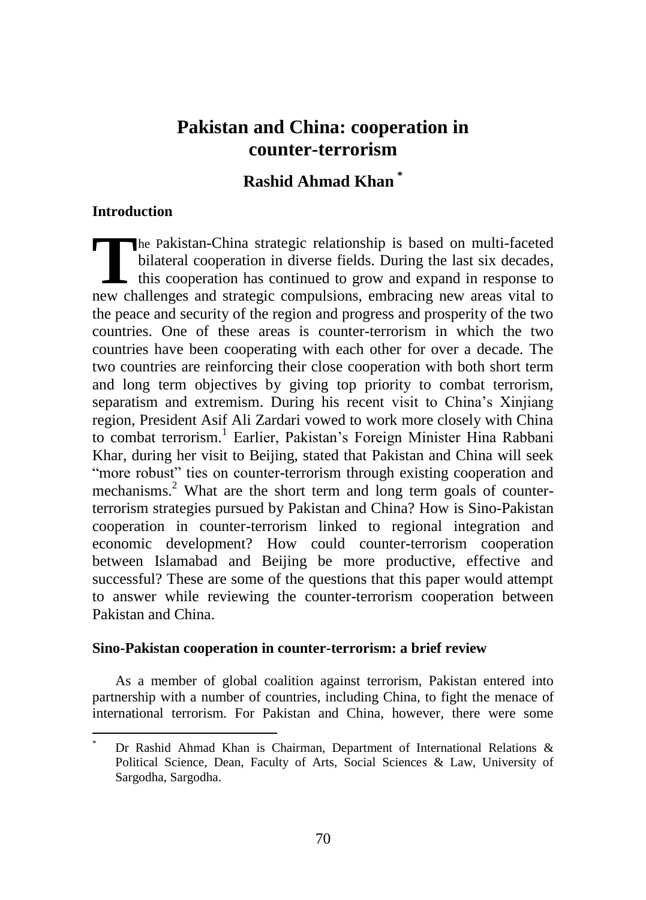# Pakistan and China: cooperation in counter-terrorism

## Rashid Ahmad Khan [*]

### Introduction

The Pakistan-China strategic relationship is based on multi-faceted bilateral cooperation in diverse fields. During the last six decades, this cooperation has continued to grow and expand in response to new challenges and strategic compulsions, embracing new areas vital to the peace and security of the region and progress and prosperity of the two countries. One of these areas is counter-terrorism in which the two countries have been cooperating with each other for over a decade. The two countries are reinforcing their close cooperation with both short term and long term objectives by giving top priority to combat terrorism, separatism and extremism. During his recent visit to China's Xinjiang region, President Asif Ali Zardari vowed to work more closely with China to combat terrorism.[1] Earlier, Pakistan's Foreign Minister Hina Rabbani Khar, during her visit to Beijing, stated that Pakistan and China will seek "more robust" ties on counter-terrorism through existing cooperation and mechanisms.[2] What are the short term and long term goals of counter-terrorism strategies pursued by Pakistan and China? How is Sino-Pakistan cooperation in counter-terrorism linked to regional integration and economic development? How could counter-terrorism cooperation between Islamabad and Beijing be more productive, effective and successful? These are some of the questions that this paper would attempt to answer while reviewing the counter-terrorism cooperation between Pakistan and China.

### Sino-Pakistan cooperation in counter-terrorism: a brief review

As a member of global coalition against terrorism, Pakistan entered into partnership with a number of countries, including China, to fight the menace of international terrorism. For Pakistan and China, however, there were some

---

[*] Dr Rashid Ahmad Khan is Chairman, Department of International Relations & Political Science, Dean, Faculty of Arts, Social Sciences & Law, University of Sargodha, Sargodha.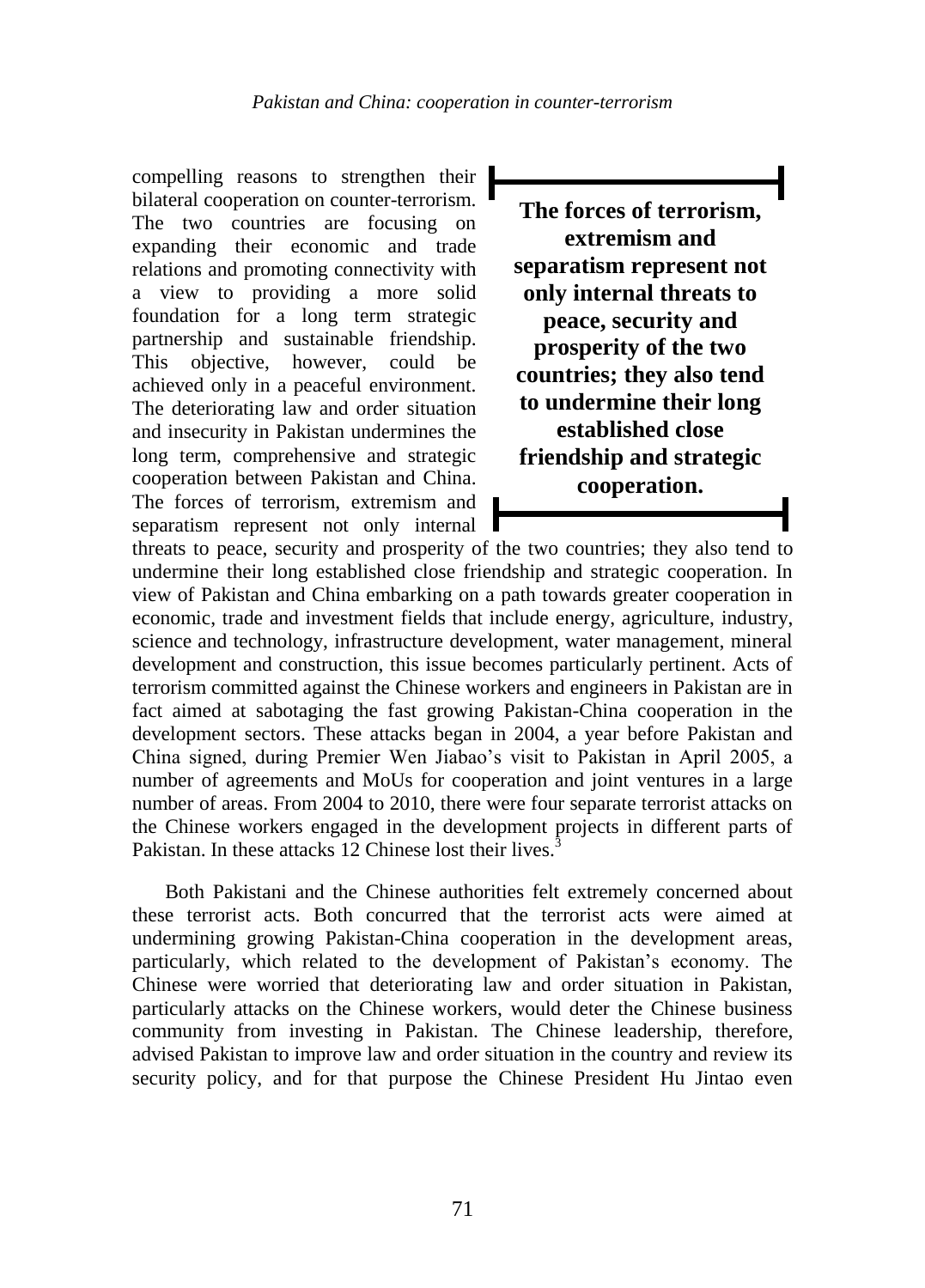compelling reasons to strengthen their bilateral cooperation on counter-terrorism. The two countries are focusing on expanding their economic and trade relations and promoting connectivity with a view to providing a more solid foundation for a long term strategic partnership and sustainable friendship. This objective, however, could be achieved only in a peaceful environment. The deteriorating law and order situation and insecurity in Pakistan undermines the long term, comprehensive and strategic cooperation between Pakistan and China. The forces of terrorism, extremism and separatism represent not only internal threats to peace, security and prosperity of the two countries; they also tend to undermine their long established close friendship and strategic cooperation. In view of Pakistan and China embarking on a path towards greater cooperation in economic, trade and investment fields that include energy, agriculture, industry, science and technology, infrastructure development, water management, mineral development and construction, this issue becomes particularly pertinent. Acts of terrorism committed against the Chinese workers and engineers in Pakistan are in fact aimed at sabotaging the fast growing Pakistan-China cooperation in the development sectors. These attacks began in 2004, a year before Pakistan and China signed, during Premier Wen Jiabao's visit to Pakistan in April 2005, a number of agreements and MoUs for cooperation and joint ventures in a large number of areas. From 2004 to 2010, there were four separate terrorist attacks on the Chinese workers engaged in the development projects in different parts of Pakistan. In these attacks 12 Chinese lost their lives.[3]

> **The forces of terrorism, extremism and separatism represent not only internal threats to peace, security and prosperity of the two countries; they also tend to undermine their long established close friendship and strategic cooperation.**

Both Pakistani and the Chinese authorities felt extremely concerned about these terrorist acts. Both concurred that the terrorist acts were aimed at undermining growing Pakistan-China cooperation in the development areas, particularly, which related to the development of Pakistan's economy. The Chinese were worried that deteriorating law and order situation in Pakistan, particularly attacks on the Chinese workers, would deter the Chinese business community from investing in Pakistan. The Chinese leadership, therefore, advised Pakistan to improve law and order situation in the country and review its security policy, and for that purpose the Chinese President Hu Jintao even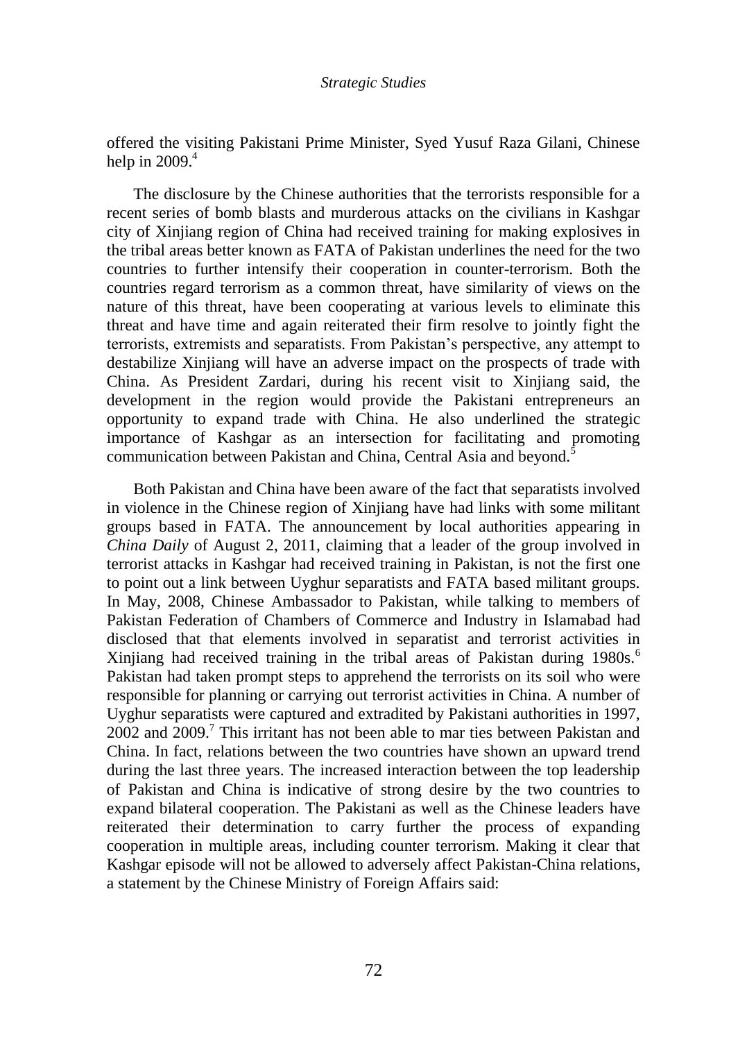offered the visiting Pakistani Prime Minister, Syed Yusuf Raza Gilani, Chinese help in 2009.[4]

The disclosure by the Chinese authorities that the terrorists responsible for a recent series of bomb blasts and murderous attacks on the civilians in Kashgar city of Xinjiang region of China had received training for making explosives in the tribal areas better known as FATA of Pakistan underlines the need for the two countries to further intensify their cooperation in counter-terrorism. Both the countries regard terrorism as a common threat, have similarity of views on the nature of this threat, have been cooperating at various levels to eliminate this threat and have time and again reiterated their firm resolve to jointly fight the terrorists, extremists and separatists. From Pakistan's perspective, any attempt to destabilize Xinjiang will have an adverse impact on the prospects of trade with China. As President Zardari, during his recent visit to Xinjiang said, the development in the region would provide the Pakistani entrepreneurs an opportunity to expand trade with China. He also underlined the strategic importance of Kashgar as an intersection for facilitating and promoting communication between Pakistan and China, Central Asia and beyond.[5]

Both Pakistan and China have been aware of the fact that separatists involved in violence in the Chinese region of Xinjiang have had links with some militant groups based in FATA. The announcement by local authorities appearing in *China Daily* of August 2, 2011, claiming that a leader of the group involved in terrorist attacks in Kashgar had received training in Pakistan, is not the first one to point out a link between Uyghur separatists and FATA based militant groups. In May, 2008, Chinese Ambassador to Pakistan, while talking to members of Pakistan Federation of Chambers of Commerce and Industry in Islamabad had disclosed that that elements involved in separatist and terrorist activities in Xinjiang had received training in the tribal areas of Pakistan during 1980s.[6] Pakistan had taken prompt steps to apprehend the terrorists on its soil who were responsible for planning or carrying out terrorist activities in China. A number of Uyghur separatists were captured and extradited by Pakistani authorities in 1997, 2002 and 2009.[7] This irritant has not been able to mar ties between Pakistan and China. In fact, relations between the two countries have shown an upward trend during the last three years. The increased interaction between the top leadership of Pakistan and China is indicative of strong desire by the two countries to expand bilateral cooperation. The Pakistani as well as the Chinese leaders have reiterated their determination to carry further the process of expanding cooperation in multiple areas, including counter terrorism. Making it clear that Kashgar episode will not be allowed to adversely affect Pakistan-China relations, a statement by the Chinese Ministry of Foreign Affairs said: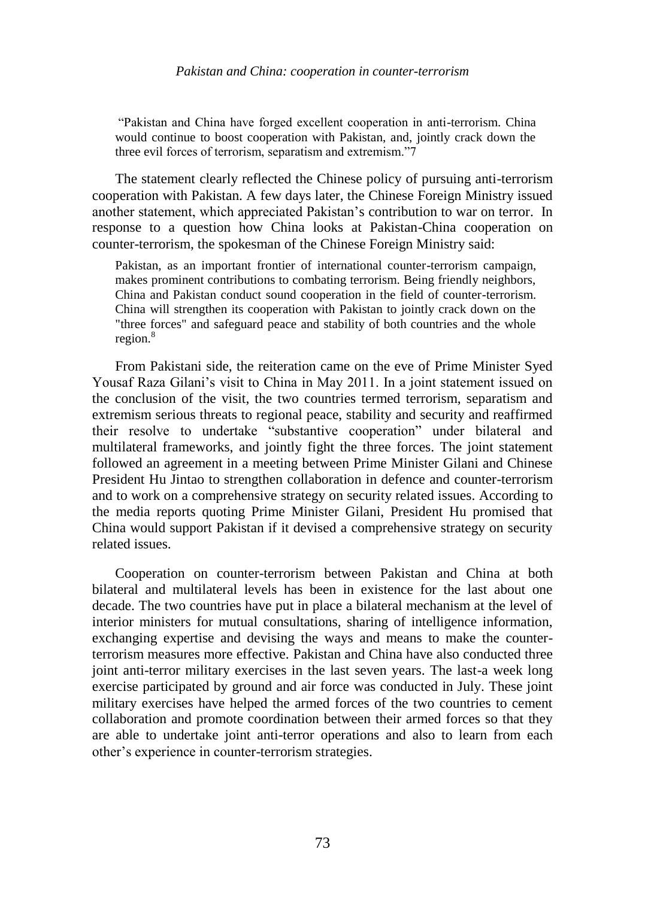> "Pakistan and China have forged excellent cooperation in anti-terrorism. China would continue to boost cooperation with Pakistan, and, jointly crack down the three evil forces of terrorism, separatism and extremism."7

The statement clearly reflected the Chinese policy of pursuing anti-terrorism cooperation with Pakistan. A few days later, the Chinese Foreign Ministry issued another statement, which appreciated Pakistan's contribution to war on terror. In response to a question how China looks at Pakistan-China cooperation on counter-terrorism, the spokesman of the Chinese Foreign Ministry said:

> Pakistan, as an important frontier of international counter-terrorism campaign, makes prominent contributions to combating terrorism. Being friendly neighbors, China and Pakistan conduct sound cooperation in the field of counter-terrorism. China will strengthen its cooperation with Pakistan to jointly crack down on the "three forces" and safeguard peace and stability of both countries and the whole region.[8]

From Pakistani side, the reiteration came on the eve of Prime Minister Syed Yousaf Raza Gilani's visit to China in May 2011. In a joint statement issued on the conclusion of the visit, the two countries termed terrorism, separatism and extremism serious threats to regional peace, stability and security and reaffirmed their resolve to undertake "substantive cooperation" under bilateral and multilateral frameworks, and jointly fight the three forces. The joint statement followed an agreement in a meeting between Prime Minister Gilani and Chinese President Hu Jintao to strengthen collaboration in defence and counter-terrorism and to work on a comprehensive strategy on security related issues. According to the media reports quoting Prime Minister Gilani, President Hu promised that China would support Pakistan if it devised a comprehensive strategy on security related issues.

Cooperation on counter-terrorism between Pakistan and China at both bilateral and multilateral levels has been in existence for the last about one decade. The two countries have put in place a bilateral mechanism at the level of interior ministers for mutual consultations, sharing of intelligence information, exchanging expertise and devising the ways and means to make the counter-terrorism measures more effective. Pakistan and China have also conducted three joint anti-terror military exercises in the last seven years. The last-a week long exercise participated by ground and air force was conducted in July. These joint military exercises have helped the armed forces of the two countries to cement collaboration and promote coordination between their armed forces so that they are able to undertake joint anti-terror operations and also to learn from each other's experience in counter-terrorism strategies.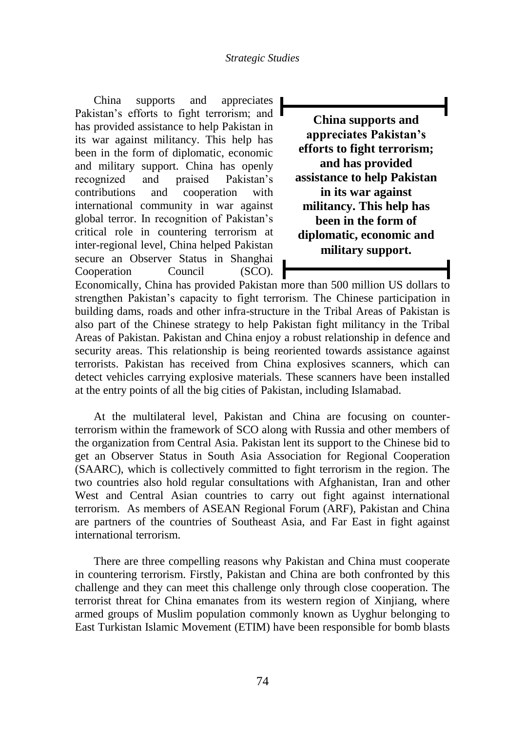China supports and appreciates Pakistan's efforts to fight terrorism; and has provided assistance to help Pakistan in its war against militancy. This help has been in the form of diplomatic, economic and military support. China has openly recognized and praised Pakistan's contributions and cooperation with international community in war against global terror. In recognition of Pakistan's critical role in countering terrorism at inter-regional level, China helped Pakistan secure an Observer Status in Shanghai Cooperation Council (SCO). Economically, China has provided Pakistan more than 500 million US dollars to strengthen Pakistan's capacity to fight terrorism. The Chinese participation in building dams, roads and other infra-structure in the Tribal Areas of Pakistan is also part of the Chinese strategy to help Pakistan fight militancy in the Tribal Areas of Pakistan. Pakistan and China enjoy a robust relationship in defence and security areas. This relationship is being reoriented towards assistance against terrorists. Pakistan has received from China explosives scanners, which can detect vehicles carrying explosive materials. These scanners have been installed at the entry points of all the big cities of Pakistan, including Islamabad.

> **China supports and appreciates Pakistan's efforts to fight terrorism; and has provided assistance to help Pakistan in its war against militancy. This help has been in the form of diplomatic, economic and military support.**

At the multilateral level, Pakistan and China are focusing on counter-terrorism within the framework of SCO along with Russia and other members of the organization from Central Asia. Pakistan lent its support to the Chinese bid to get an Observer Status in South Asia Association for Regional Cooperation (SAARC), which is collectively committed to fight terrorism in the region. The two countries also hold regular consultations with Afghanistan, Iran and other West and Central Asian countries to carry out fight against international terrorism. As members of ASEAN Regional Forum (ARF), Pakistan and China are partners of the countries of Southeast Asia, and Far East in fight against international terrorism.

There are three compelling reasons why Pakistan and China must cooperate in countering terrorism. Firstly, Pakistan and China are both confronted by this challenge and they can meet this challenge only through close cooperation. The terrorist threat for China emanates from its western region of Xinjiang, where armed groups of Muslim population commonly known as Uyghur belonging to East Turkistan Islamic Movement (ETIM) have been responsible for bomb blasts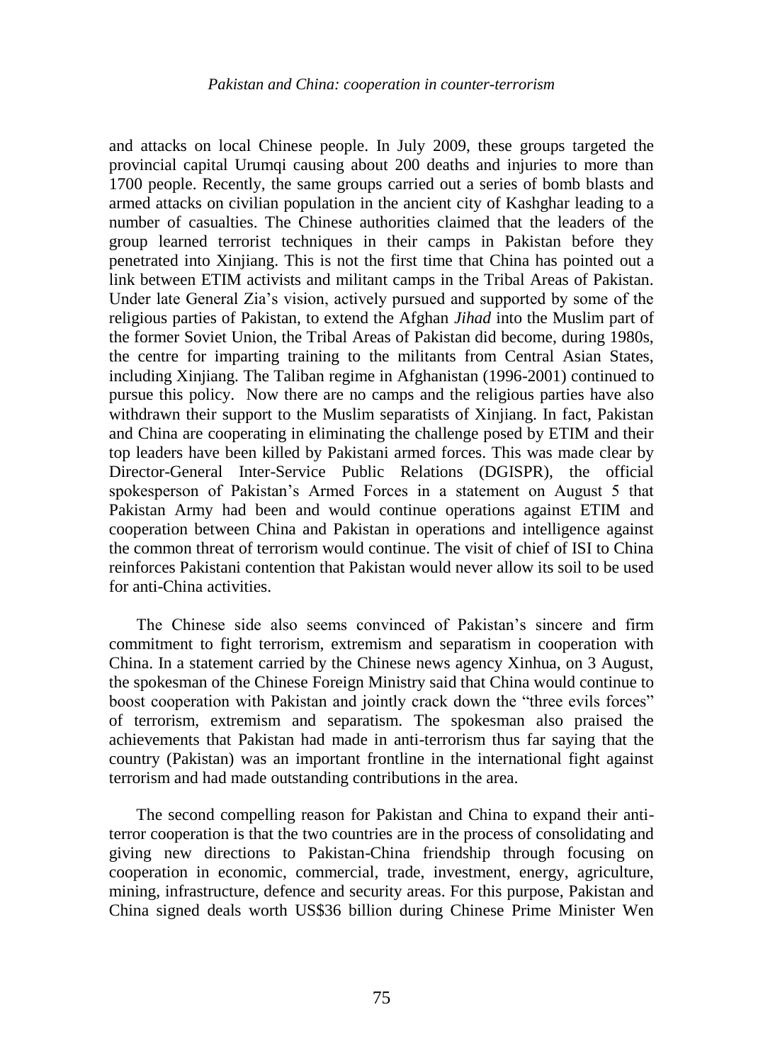and attacks on local Chinese people. In July 2009, these groups targeted the provincial capital Urumqi causing about 200 deaths and injuries to more than 1700 people. Recently, the same groups carried out a series of bomb blasts and armed attacks on civilian population in the ancient city of Kashghar leading to a number of casualties. The Chinese authorities claimed that the leaders of the group learned terrorist techniques in their camps in Pakistan before they penetrated into Xinjiang. This is not the first time that China has pointed out a link between ETIM activists and militant camps in the Tribal Areas of Pakistan. Under late General Zia's vision, actively pursued and supported by some of the religious parties of Pakistan, to extend the Afghan *Jihad* into the Muslim part of the former Soviet Union, the Tribal Areas of Pakistan did become, during 1980s, the centre for imparting training to the militants from Central Asian States, including Xinjiang. The Taliban regime in Afghanistan (1996-2001) continued to pursue this policy. Now there are no camps and the religious parties have also withdrawn their support to the Muslim separatists of Xinjiang. In fact, Pakistan and China are cooperating in eliminating the challenge posed by ETIM and their top leaders have been killed by Pakistani armed forces. This was made clear by Director-General Inter-Service Public Relations (DGISPR), the official spokesperson of Pakistan's Armed Forces in a statement on August 5 that Pakistan Army had been and would continue operations against ETIM and cooperation between China and Pakistan in operations and intelligence against the common threat of terrorism would continue. The visit of chief of ISI to China reinforces Pakistani contention that Pakistan would never allow its soil to be used for anti-China activities.

The Chinese side also seems convinced of Pakistan's sincere and firm commitment to fight terrorism, extremism and separatism in cooperation with China. In a statement carried by the Chinese news agency Xinhua, on 3 August, the spokesman of the Chinese Foreign Ministry said that China would continue to boost cooperation with Pakistan and jointly crack down the "three evils forces" of terrorism, extremism and separatism. The spokesman also praised the achievements that Pakistan had made in anti-terrorism thus far saying that the country (Pakistan) was an important frontline in the international fight against terrorism and had made outstanding contributions in the area.

The second compelling reason for Pakistan and China to expand their anti-terror cooperation is that the two countries are in the process of consolidating and giving new directions to Pakistan-China friendship through focusing on cooperation in economic, commercial, trade, investment, energy, agriculture, mining, infrastructure, defence and security areas. For this purpose, Pakistan and China signed deals worth US$36 billion during Chinese Prime Minister Wen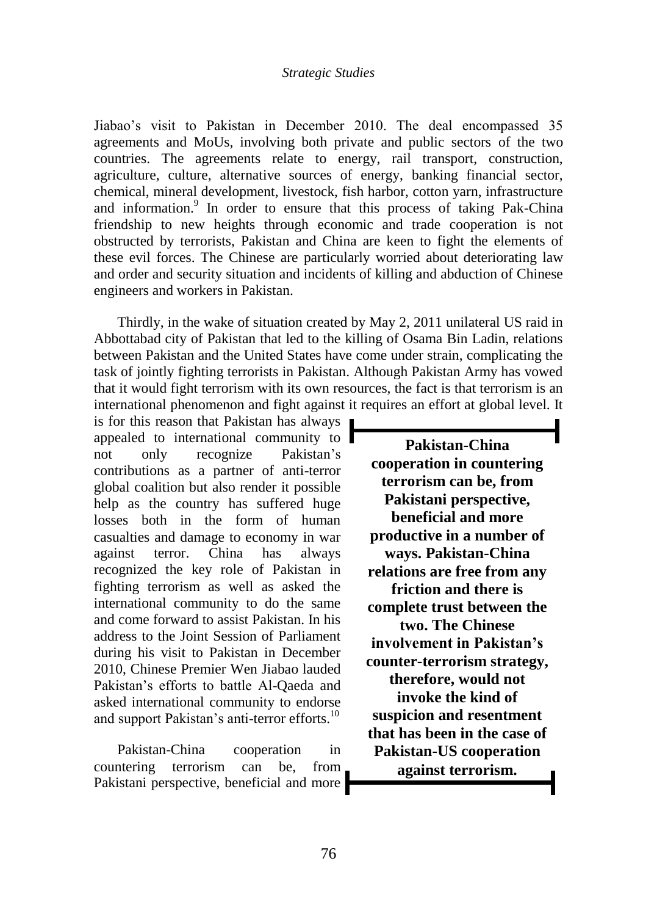Jiabao's visit to Pakistan in December 2010. The deal encompassed 35 agreements and MoUs, involving both private and public sectors of the two countries. The agreements relate to energy, rail transport, construction, agriculture, culture, alternative sources of energy, banking financial sector, chemical, mineral development, livestock, fish harbor, cotton yarn, infrastructure and information.[9] In order to ensure that this process of taking Pak-China friendship to new heights through economic and trade cooperation is not obstructed by terrorists, Pakistan and China are keen to fight the elements of these evil forces. The Chinese are particularly worried about deteriorating law and order and security situation and incidents of killing and abduction of Chinese engineers and workers in Pakistan.

Thirdly, in the wake of situation created by May 2, 2011 unilateral US raid in Abbottabad city of Pakistan that led to the killing of Osama Bin Ladin, relations between Pakistan and the United States have come under strain, complicating the task of jointly fighting terrorists in Pakistan. Although Pakistan Army has vowed that it would fight terrorism with its own resources, the fact is that terrorism is an international phenomenon and fight against it requires an effort at global level. It is for this reason that Pakistan has always appealed to international community to not only recognize Pakistan's contributions as a partner of anti-terror global coalition but also render it possible help as the country has suffered huge losses both in the form of human casualties and damage to economy in war against terror. China has always recognized the key role of Pakistan in fighting terrorism as well as asked the international community to do the same and come forward to assist Pakistan. In his address to the Joint Session of Parliament during his visit to Pakistan in December 2010, Chinese Premier Wen Jiabao lauded Pakistan's efforts to battle Al-Qaeda and asked international community to endorse and support Pakistan's anti-terror efforts.[10]

**Pakistan-China cooperation in countering terrorism can be, from Pakistani perspective, beneficial and more productive in a number of ways. Pakistan-China relations are free from any friction and there is complete trust between the two. The Chinese involvement in Pakistan's counter-terrorism strategy, therefore, would not invoke the kind of suspicion and resentment that has been in the case of Pakistan-US cooperation against terrorism.**

Pakistan-China cooperation in countering terrorism can be, from Pakistani perspective, beneficial and more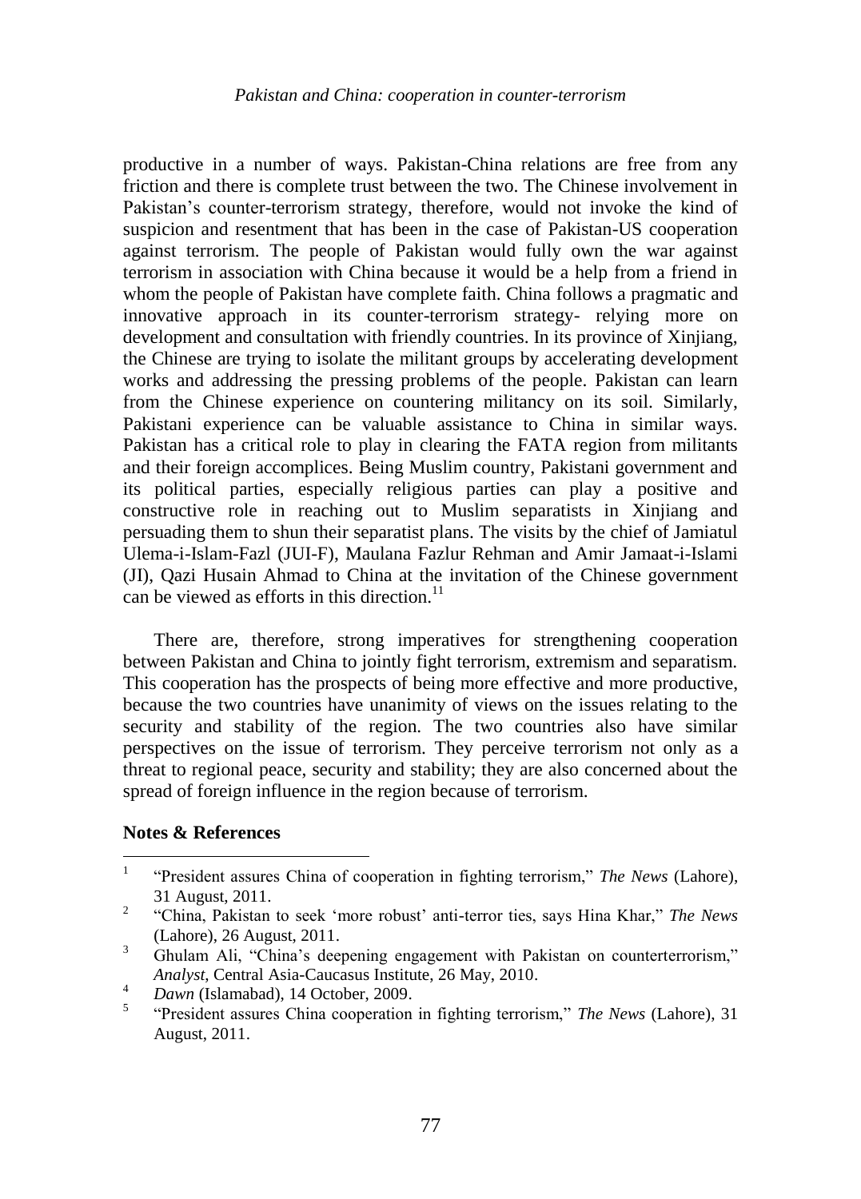productive in a number of ways. Pakistan-China relations are free from any friction and there is complete trust between the two. The Chinese involvement in Pakistan's counter-terrorism strategy, therefore, would not invoke the kind of suspicion and resentment that has been in the case of Pakistan-US cooperation against terrorism. The people of Pakistan would fully own the war against terrorism in association with China because it would be a help from a friend in whom the people of Pakistan have complete faith. China follows a pragmatic and innovative approach in its counter-terrorism strategy- relying more on development and consultation with friendly countries. In its province of Xinjiang, the Chinese are trying to isolate the militant groups by accelerating development works and addressing the pressing problems of the people. Pakistan can learn from the Chinese experience on countering militancy on its soil. Similarly, Pakistani experience can be valuable assistance to China in similar ways. Pakistan has a critical role to play in clearing the FATA region from militants and their foreign accomplices. Being Muslim country, Pakistani government and its political parties, especially religious parties can play a positive and constructive role in reaching out to Muslim separatists in Xinjiang and persuading them to shun their separatist plans. The visits by the chief of Jamiatul Ulema-i-Islam-Fazl (JUI-F), Maulana Fazlur Rehman and Amir Jamaat-i-Islami (JI), Qazi Husain Ahmad to China at the invitation of the Chinese government can be viewed as efforts in this direction.[11]

There are, therefore, strong imperatives for strengthening cooperation between Pakistan and China to jointly fight terrorism, extremism and separatism. This cooperation has the prospects of being more effective and more productive, because the two countries have unanimity of views on the issues relating to the security and stability of the region. The two countries also have similar perspectives on the issue of terrorism. They perceive terrorism not only as a threat to regional peace, security and stability; they are also concerned about the spread of foreign influence in the region because of terrorism.

**Notes & References**

1. "President assures China of cooperation in fighting terrorism," *The News* (Lahore), 31 August, 2011.
2. "China, Pakistan to seek 'more robust' anti-terror ties, says Hina Khar," *The News* (Lahore), 26 August, 2011.
3. Ghulam Ali, "China's deepening engagement with Pakistan on counterterrorism," *Analyst,* Central Asia-Caucasus Institute, 26 May, 2010.
4. *Dawn* (Islamabad), 14 October, 2009.
5. "President assures China cooperation in fighting terrorism," *The News* (Lahore), 31 August, 2011.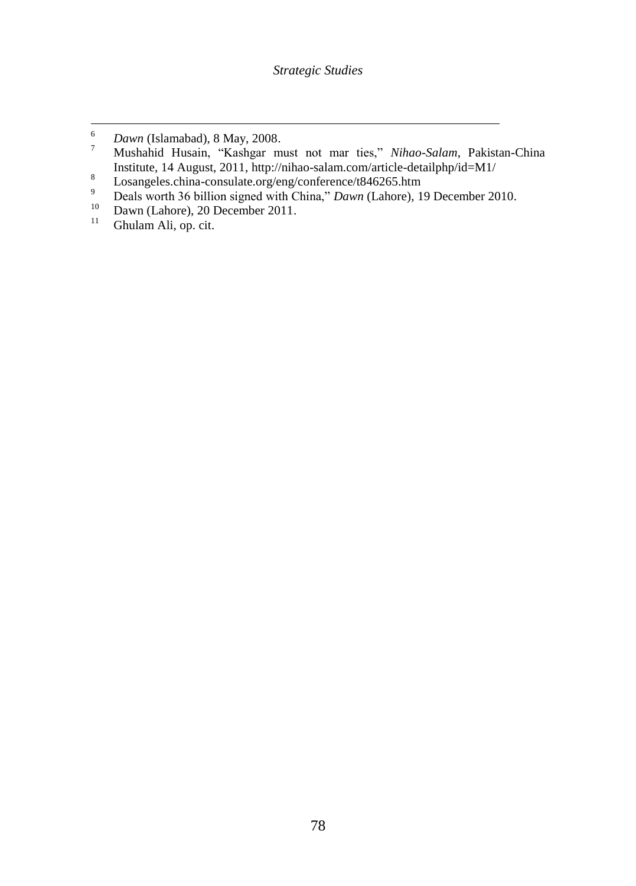[6] *Dawn* (Islamabad), 8 May, 2008.

[7] Mushahid Husain, "Kashgar must not mar ties," *Nihao-Salam*, Pakistan-China Institute, 14 August, 2011, http://nihao-salam.com/article-detailphp/id=M1/

[8] Losangeles.china-consulate.org/eng/conference/t846265.htm

[9] Deals worth 36 billion signed with China," *Dawn* (Lahore), 19 December 2010.

[10] Dawn (Lahore), 20 December 2011.

[11] Ghulam Ali, op. cit.